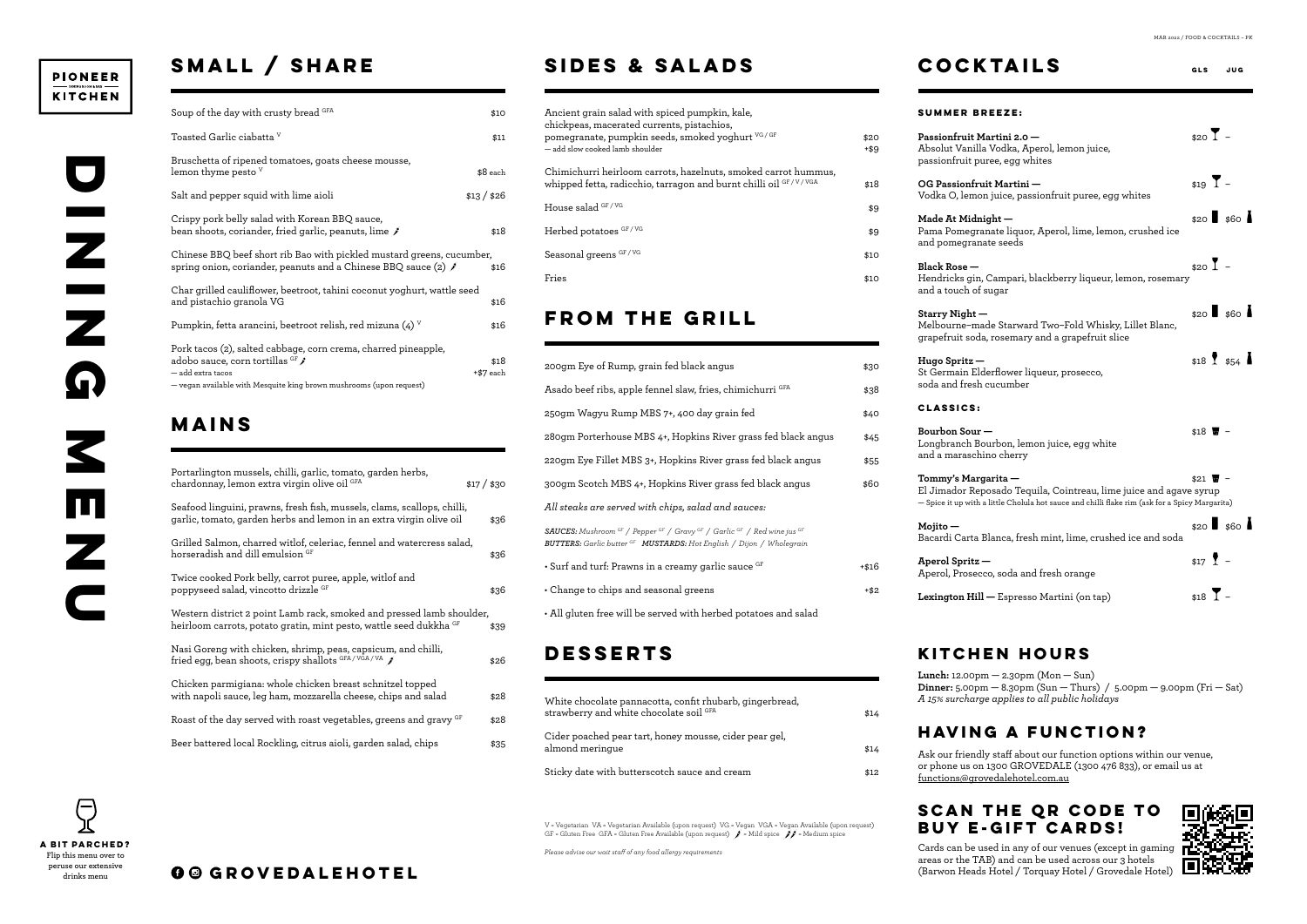# PIONEER KITCHEN

# DINING MENU

## SMALL / SHARE

| Item | Price |
|---|---|
| Soup of the day with crusty bread GFA | $10 |
| Toasted Garlic ciabatta V | $11 |
| Bruschetta of ripened tomatoes, goats cheese mousse, lemon thyme pesto V | $8 each |
| Salt and pepper squid with lime aioli | $13 / $26 |
| Crispy pork belly salad with Korean BBQ sauce, bean shoots, coriander, fried garlic, peanuts, lime 🌶 | $18 |
| Chinese BBQ beef short rib Bao with pickled mustard greens, cucumber, spring onion, coriander, peanuts and a Chinese BBQ sauce (2) 🌶 | $16 |
| Char grilled cauliflower, beetroot, tahini coconut yoghurt, wattle seed and pistachio granola VG | $16 |
| Pumpkin, fetta arancini, beetroot relish, red mizuna (4) V | $16 |
| Pork tacos (2), salted cabbage, corn crema, charred pineapple, adobo sauce, corn tortillas GF 🌶 — add extra tacos — vegan available with Mesquite king brown mushrooms (upon request) | $18 +$7 each |

## MAINS

| Item | Price |
|---|---|
| Portarlington mussels, chilli, garlic, tomato, garden herbs, chardonnay, lemon extra virgin olive oil GFA | $17 / $30 |
| Seafood linguini, prawns, fresh fish, mussels, clams, scallops, chilli, garlic, tomato, garden herbs and lemon in an extra virgin olive oil | $36 |
| Grilled Salmon, charred witlof, celeriac, fennel and watercress salad, horseradish and dill emulsion GF | $36 |
| Twice cooked Pork belly, carrot puree, apple, witlof and poppyseed salad, vincotto drizzle GF | $36 |
| Western district 2 point Lamb rack, smoked and pressed lamb shoulder, heirloom carrots, potato gratin, mint pesto, wattle seed dukkha GF | $39 |
| Nasi Goreng with chicken, shrimp, peas, capsicum, and chilli, fried egg, bean shoots, crispy shallots GFA / VGA / VA 🌶 | $26 |
| Chicken parmigiana: whole chicken breast schnitzel topped with napoli sauce, leg ham, mozzarella cheese, chips and salad | $28 |
| Roast of the day served with roast vegetables, greens and gravy GF | $28 |
| Beer battered local Rockling, citrus aioli, garden salad, chips | $35 |

## SIDES & SALADS

| Item | Price |
|---|---|
| Ancient grain salad with spiced pumpkin, kale, chickpeas, macerated currents, pistachios, pomegranate, pumpkin seeds, smoked yoghurt VG / GF — add slow cooked lamb shoulder | $20 +$9 |
| Chimichurri heirloom carrots, hazelnuts, smoked carrot hummus, whipped fetta, radicchio, tarragon and burnt chilli oil GF / V / VGA | $18 |
| House salad GF / VG | $9 |
| Herbed potatoes GF / VG | $9 |
| Seasonal greens GF / VG | $10 |
| Fries | $10 |

## FROM THE GRILL

| Item | Price |
|---|---|
| 200gm Eye of Rump, grain fed black angus | $30 |
| Asado beef ribs, apple fennel slaw, fries, chimichurri GFA | $38 |
| 250gm Wagyu Rump MBS 7+, 400 day grain fed | $40 |
| 280gm Porterhouse MBS 4+, Hopkins River grass fed black angus | $45 |
| 220gm Eye Fillet MBS 3+, Hopkins River grass fed black angus | $55 |
| 300gm Scotch MBS 4+, Hopkins River grass fed black angus | $60 |

*All steaks are served with chips, salad and sauces:*

***SAUCES:*** *Mushroom GF / Pepper GF / Gravy GF / Garlic GF / Red wine jus GF*
***BUTTERS:*** *Garlic butter GF* ***MUSTARDS:*** *Hot English / Dijon / Wholegrain*

| Item | Price |
|---|---|
| • Surf and turf: Prawns in a creamy garlic sauce GF | +$16 |
| • Change to chips and seasonal greens | +$2 |

• All gluten free will be served with herbed potatoes and salad

## DESSERTS

| Item | Price |
|---|---|
| White chocolate pannacotta, confit rhubarb, gingerbread, strawberry and white chocolate soil GFA | $14 |
| Cider poached pear tart, honey mousse, cider pear gel, almond meringue | $14 |
| Sticky date with butterscotch sauce and cream | $12 |

V = Vegetarian VA = Vegetarian Available (upon request) VG = Vegan VGA = Vegan Available (upon request) GF = Gluten Free GFA = Gluten Free Available (upon request) 🌶 = Mild spice 🌶🌶 = Medium spice

*Please advise our wait staff of any food allergy requirements*

## COCKTAILS

### SUMMER BREEZE:

| Cocktail | GLS | JUG |
|---|---|---|
| **Passionfruit Martini 2.0 —** Absolut Vanilla Vodka, Aperol, lemon juice, passionfruit puree, egg whites | $20 | – |
| **OG Passionfruit Martini —** Vodka O, lemon juice, passionfruit puree, egg whites | $19 | – |
| **Made At Midnight —** Pama Pomegranate liquor, Aperol, lime, lemon, crushed ice and pomegranate seeds | $20 | $60 |
| **Black Rose —** Hendricks gin, Campari, blackberry liqueur, lemon, rosemary and a touch of sugar | $20 | – |
| **Starry Night —** Melbourne–made Starward Two–Fold Whisky, Lillet Blanc, grapefruit soda, rosemary and a grapefruit slice | $20 | $60 |
| **Hugo Spritz —** St Germain Elderflower liqueur, prosecco, soda and fresh cucumber | $18 | $54 |

### CLASSICS:

| Cocktail | GLS | JUG |
|---|---|---|
| **Bourbon Sour —** Longbranch Bourbon, lemon juice, egg white and a maraschino cherry | $18 | – |
| **Tommy's Margarita —** El Jimador Reposado Tequila, Cointreau, lime juice and agave syrup — Spice it up with a little Cholula hot sauce and chilli flake rim (ask for a Spicy Margarita) | $21 | – |
| **Mojito —** Bacardi Carta Blanca, fresh mint, lime, crushed ice and soda | $20 | $60 |
| **Aperol Spritz —** Aperol, Prosecco, soda and fresh orange | $17 | – |
| **Lexington Hill —** Espresso Martini (on tap) | $18 | – |

## KITCHEN HOURS

**Lunch:** 12.00pm — 2.30pm (Mon — Sun)
**Dinner:** 5.00pm — 8.30pm (Sun — Thurs) / 5.00pm — 9.00pm (Fri — Sat)
*A 15% surcharge applies to all public holidays*

## HAVING A FUNCTION?

Ask our friendly staff about our function options within our venue, or phone us on 1300 GROVEDALE (1300 476 833), or email us at functions@grovedalehotel.com.au

## SCAN THE QR CODE TO BUY E-GIFT CARDS!

Cards can be used in any of our venues (except in gaming areas or the TAB) and can be used across our 3 hotels (Barwon Heads Hotel / Torquay Hotel / Grovedale Hotel)

**A BIT PARCHED?** Flip this menu over to peruse our extensive drinks menu

GROVEDALEHOTEL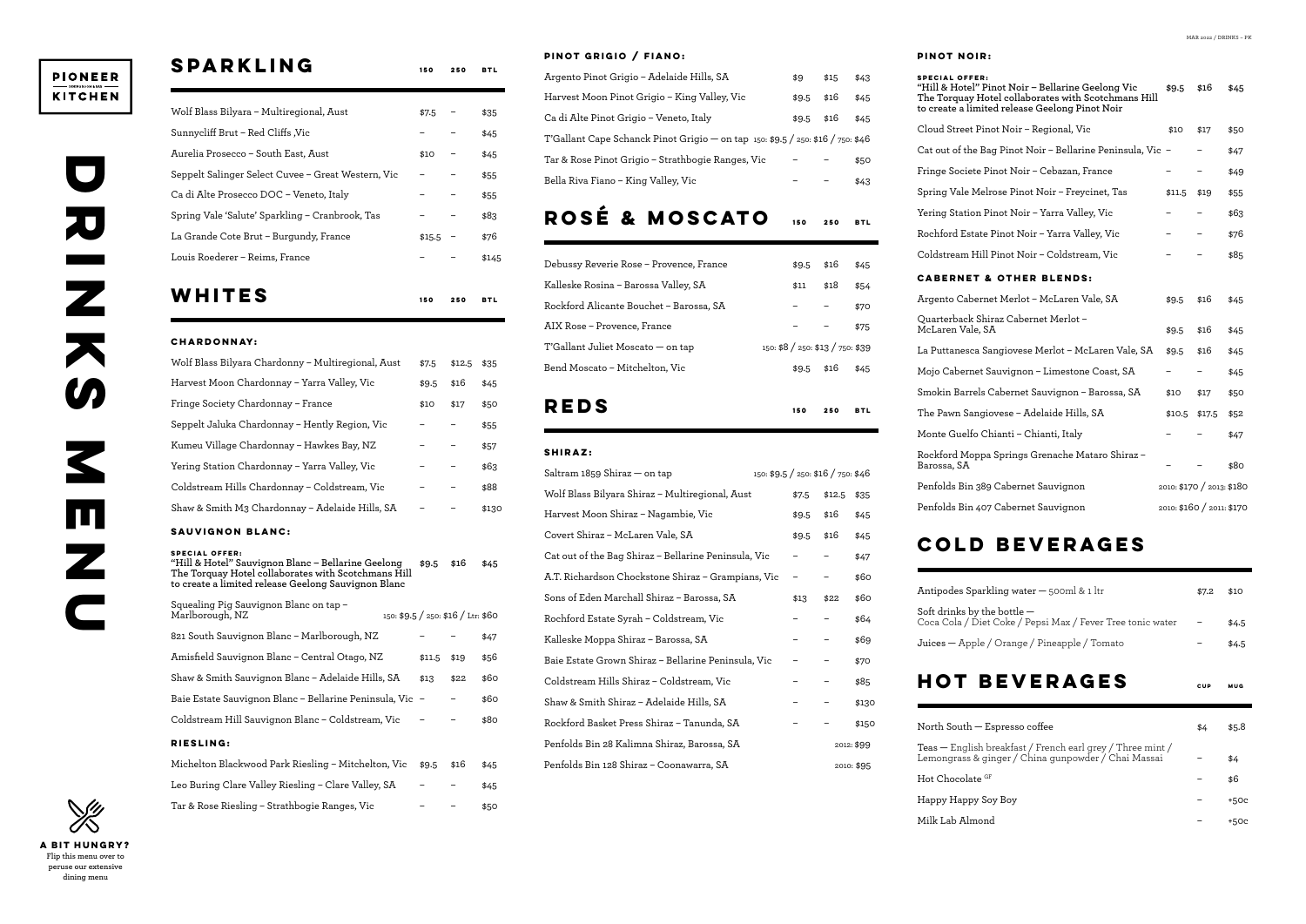PIONEER KITCHEN

# DRINKS MENU

**A BIT HUNGRY?**
Flip this menu over to peruse our extensive dining menu

## SPARKLING

| | 150 | 250 | BTL |
|---|---|---|---|
| Wolf Blass Bilyara – Multiregional, Aust | $7.5 | – | $35 |
| Sunnycliff Brut – Red Cliffs ,Vic | – | – | $45 |
| Aurelia Prosecco – South East, Aust | $10 | – | $45 |
| Seppelt Salinger Select Cuvee – Great Western, Vic | – | – | $55 |
| Ca di Alte Prosecco DOC – Veneto, Italy | – | – | $55 |
| Spring Vale 'Salute' Sparkling – Cranbrook, Tas | – | – | $83 |
| La Grande Cote Brut – Burgundy, France | $15.5 | – | $76 |
| Louis Roederer – Reims, France | – | – | $145 |

## WHITES

### CHARDONNAY:

| | 150 | 250 | BTL |
|---|---|---|---|
| Wolf Blass Bilyara Chardonny – Multiregional, Aust | $7.5 | $12.5 | $35 |
| Harvest Moon Chardonnay – Yarra Valley, Vic | $9.5 | $16 | $45 |
| Fringe Society Chardonnay – France | $10 | $17 | $50 |
| Seppelt Jaluka Chardonnay – Hently Region, Vic | – | – | $55 |
| Kumeu Village Chardonnay – Hawkes Bay, NZ | – | – | $57 |
| Yering Station Chardonnay – Yarra Valley, Vic | – | – | $63 |
| Coldstream Hills Chardonnay – Coldstream, Vic | – | – | $88 |
| Shaw & Smith M3 Chardonnay – Adelaide Hills, SA | – | – | $130 |

### SAUVIGNON BLANC:

| | 150 | 250 | BTL |
|---|---|---|---|
| **SPECIAL OFFER:** "Hill & Hotel" Sauvignon Blanc – Bellarine Geelong The Torquay Hotel collaborates with Scotchmans Hill to create a limited release Geelong Sauvignon Blanc | $9.5 | $16 | $45 |
| Squealing Pig Sauvignon Blanc on tap – Marlborough, NZ | 150: $9.5 / 250: $16 / Ltr: $60 | | |
| 821 South Sauvignon Blanc – Marlborough, NZ | – | – | $47 |
| Amisfield Sauvignon Blanc – Central Otago, NZ | $11.5 | $19 | $56 |
| Shaw & Smith Sauvignon Blanc – Adelaide Hills, SA | $13 | $22 | $60 |
| Baie Estate Sauvignon Blanc – Bellarine Peninsula, Vic | – | – | $60 |
| Coldstream Hill Sauvignon Blanc – Coldstream, Vic | – | – | $80 |

### RIESLING:

| | 150 | 250 | BTL |
|---|---|---|---|
| Michelton Blackwood Park Riesling – Mitchelton, Vic | $9.5 | $16 | $45 |
| Leo Buring Clare Valley Riesling – Clare Valley, SA | – | – | $45 |
| Tar & Rose Riesling – Strathbogie Ranges, Vic | – | – | $50 |

### PINOT GRIGIO / FIANO:

| | 150 | 250 | BTL |
|---|---|---|---|
| Argento Pinot Grigio – Adelaide Hills, SA | $9 | $15 | $43 |
| Harvest Moon Pinot Grigio – King Valley, Vic | $9.5 | $16 | $45 |
| Ca di Alte Pinot Grigio – Veneto, Italy | $9.5 | $16 | $45 |
| T'Gallant Cape Schanck Pinot Grigio — on tap | 150: $9.5 / 250: $16 / 750: $46 | | |
| Tar & Rose Pinot Grigio – Strathbogie Ranges, Vic | – | – | $50 |
| Bella Riva Fiano – King Valley, Vic | – | – | $43 |

## ROSÉ & MOSCATO

| | 150 | 250 | BTL |
|---|---|---|---|
| Debussy Reverie Rose – Provence, France | $9.5 | $16 | $45 |
| Kalleske Rosina – Barossa Valley, SA | $11 | $18 | $54 |
| Rockford Alicante Bouchet – Barossa, SA | – | – | $70 |
| AIX Rose – Provence, France | – | – | $75 |
| T'Gallant Juliet Moscato — on tap | 150: $8 / 250: $13 / 750: $39 | | |
| Bend Moscato – Mitchelton, Vic | $9.5 | $16 | $45 |

## REDS

### SHIRAZ:

| | 150 | 250 | BTL |
|---|---|---|---|
| Saltram 1859 Shiraz — on tap | 150: $9.5 / 250: $16 / 750: $46 | | |
| Wolf Blass Bilyara Shiraz – Multiregional, Aust | $7.5 | $12.5 | $35 |
| Harvest Moon Shiraz – Nagambie, Vic | $9.5 | $16 | $45 |
| Covert Shiraz – McLaren Vale, SA | $9.5 | $16 | $45 |
| Cat out of the Bag Shiraz – Bellarine Peninsula, Vic | – | – | $47 |
| A.T. Richardson Chockstone Shiraz – Grampians, Vic | – | – | $60 |
| Sons of Eden Marchall Shiraz – Barossa, SA | $13 | $22 | $60 |
| Rochford Estate Syrah – Coldstream, Vic | – | – | $64 |
| Kalleske Moppa Shiraz – Barossa, SA | – | – | $69 |
| Baie Estate Grown Shiraz – Bellarine Peninsula, Vic | – | – | $70 |
| Coldstream Hills Shiraz – Coldstream, Vic | – | – | $85 |
| Shaw & Smith Shiraz – Adelaide Hills, SA | – | – | $130 |
| Rockford Basket Press Shiraz – Tanunda, SA | – | – | $150 |
| Penfolds Bin 28 Kalimna Shiraz, Barossa, SA | | | 2012: $99 |
| Penfolds Bin 128 Shiraz – Coonawarra, SA | | | 2010: $95 |

### PINOT NOIR:

| | 150 | 250 | BTL |
|---|---|---|---|
| **SPECIAL OFFER:** "Hill & Hotel" Pinot Noir – Bellarine Geelong Vic The Torquay Hotel collaborates with Scotchmans Hill to create a limited release Geelong Pinot Noir | $9.5 | $16 | $45 |
| Cloud Street Pinot Noir – Regional, Vic | $10 | $17 | $50 |
| Cat out of the Bag Pinot Noir – Bellarine Peninsula, Vic | – | – | $47 |
| Fringe Societe Pinot Noir – Cebazan, France | – | – | $49 |
| Spring Vale Melrose Pinot Noir – Freycinet, Tas | $11.5 | $19 | $55 |
| Yering Station Pinot Noir – Yarra Valley, Vic | – | – | $63 |
| Rochford Estate Pinot Noir – Yarra Valley, Vic | – | – | $76 |
| Coldstream Hill Pinot Noir – Coldstream, Vic | – | – | $85 |

### CABERNET & OTHER BLENDS:

| | 150 | 250 | BTL |
|---|---|---|---|
| Argento Cabernet Merlot – McLaren Vale, SA | $9.5 | $16 | $45 |
| Quarterback Shiraz Cabernet Merlot – McLaren Vale, SA | $9.5 | $16 | $45 |
| La Puttanesca Sangiovese Merlot – McLaren Vale, SA | $9.5 | $16 | $45 |
| Mojo Cabernet Sauvignon – Limestone Coast, SA | – | – | $45 |
| Smokin Barrels Cabernet Sauvignon – Barossa, SA | $10 | $17 | $50 |
| The Pawn Sangiovese – Adelaide Hills, SA | $10.5 | $17.5 | $52 |
| Monte Guelfo Chianti – Chianti, Italy | – | – | $47 |
| Rockford Moppa Springs Grenache Mataro Shiraz – Barossa, SA | – | – | $80 |
| Penfolds Bin 389 Cabernet Sauvignon | 2010: $170 / 2013: $180 | | |
| Penfolds Bin 407 Cabernet Sauvignon | 2010: $160 / 2011: $170 | | |

## COLD BEVERAGES

| | | |
|---|---|---|
| Antipodes Sparkling water — 500ml & 1 ltr | $7.2 | $10 |
| Soft drinks by the bottle — Coca Cola / Diet Coke / Pepsi Max / Fever Tree tonic water | – | $4.5 |
| Juices — Apple / Orange / Pineapple / Tomato | – | $4.5 |

## HOT BEVERAGES

| | CUP | MUG |
|---|---|---|
| North South — Espresso coffee | $4 | $5.8 |
| Teas — English breakfast / French earl grey / Three mint / Lemongrass & ginger / China gunpowder / Chai Massai | – | $4 |
| Hot Chocolate GF | – | $6 |
| Happy Happy Soy Boy | – | +50c |
| Milk Lab Almond | – | +50c |